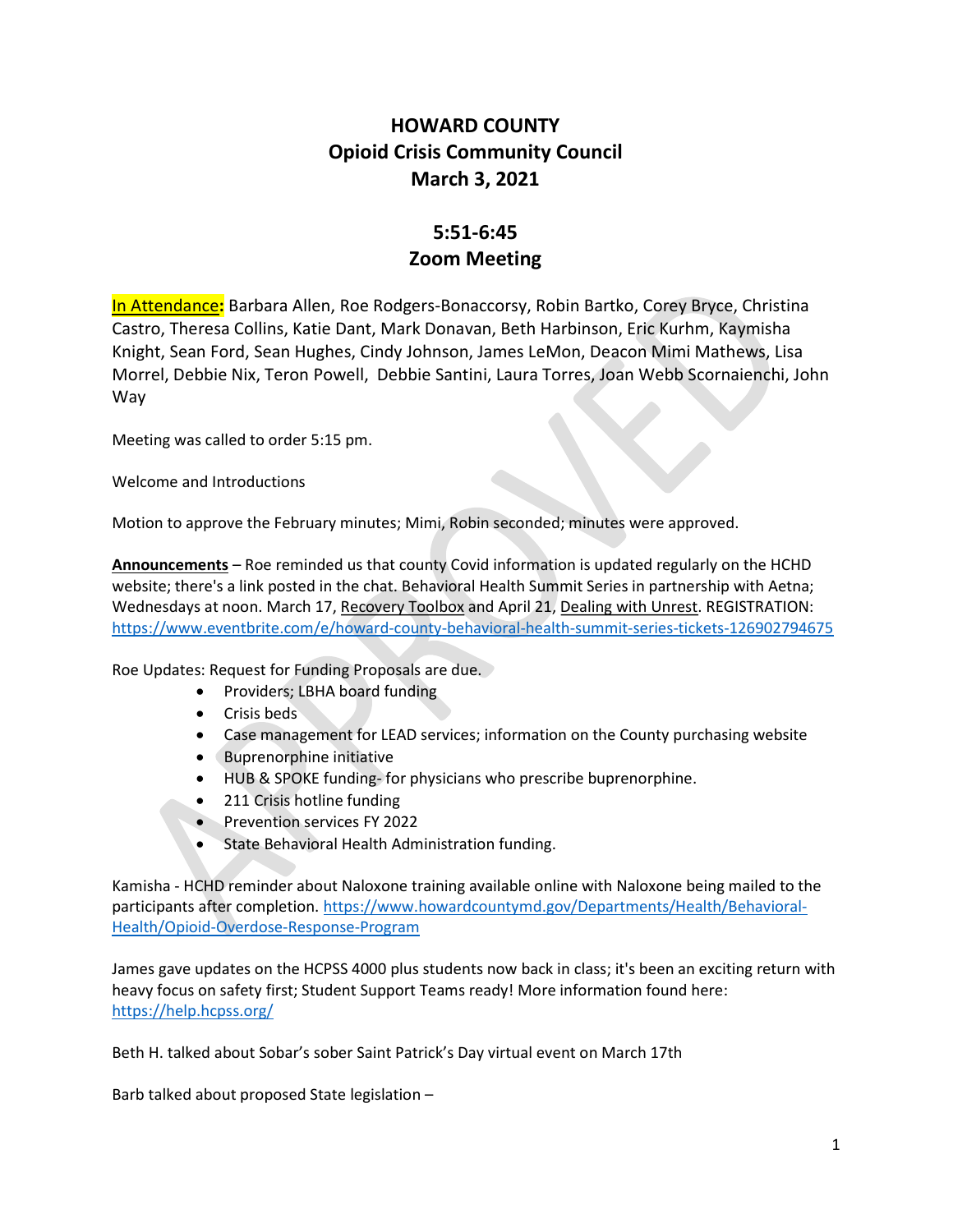# HOWARD COUNTY
## Opioid Crisis Community Council
## March 3, 2021

## 5:51-6:45
## Zoom Meeting

**In Attendance:** Barbara Allen, Roe Rodgers-Bonaccorsy, Robin Bartko, Corey Bryce, Christina Castro, Theresa Collins, Katie Dant, Mark Donavan, Beth Harbinson, Eric Kurhm, Kaymisha Knight, Sean Ford, Sean Hughes, Cindy Johnson, James LeMon, Deacon Mimi Mathews, Lisa Morrel, Debbie Nix, Teron Powell, Debbie Santini, Laura Torres, Joan Webb Scornaienchi, John Way

Meeting was called to order 5:15 pm.

Welcome and Introductions

Motion to approve the February minutes; Mimi, Robin seconded; minutes were approved.

**Announcements** – Roe reminded us that county Covid information is updated regularly on the HCHD website; there's a link posted in the chat. Behavioral Health Summit Series in partnership with Aetna; Wednesdays at noon. March 17, Recovery Toolbox and April 21, Dealing with Unrest. REGISTRATION: https://www.eventbrite.com/e/howard-county-behavioral-health-summit-series-tickets-126902794675

Roe Updates: Request for Funding Proposals are due.

- Providers; LBHA board funding
- Crisis beds
- Case management for LEAD services; information on the County purchasing website
- Buprenorphine initiative
- HUB & SPOKE funding- for physicians who prescribe buprenorphine.
- 211 Crisis hotline funding
- Prevention services FY 2022
- State Behavioral Health Administration funding.

Kamisha - HCHD reminder about Naloxone training available online with Naloxone being mailed to the participants after completion. https://www.howardcountymd.gov/Departments/Health/Behavioral-Health/Opioid-Overdose-Response-Program

James gave updates on the HCPSS 4000 plus students now back in class; it's been an exciting return with heavy focus on safety first; Student Support Teams ready! More information found here: https://help.hcpss.org/

Beth H. talked about Sobar's sober Saint Patrick's Day virtual event on March 17th

Barb talked about proposed State legislation –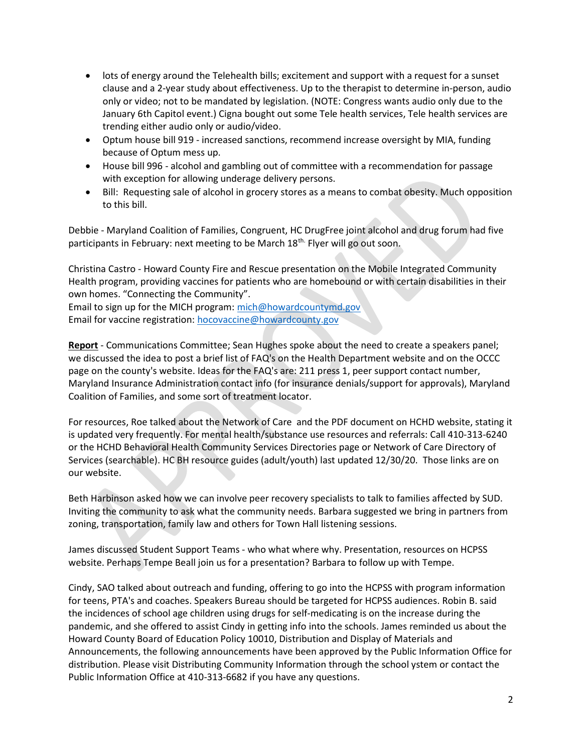- lots of energy around the Telehealth bills; excitement and support with a request for a sunset clause and a 2-year study about effectiveness. Up to the therapist to determine in-person, audio only or video; not to be mandated by legislation. (NOTE: Congress wants audio only due to the January 6th Capitol event.) Cigna bought out some Tele health services, Tele health services are trending either audio only or audio/video.
- Optum house bill 919 - increased sanctions, recommend increase oversight by MIA, funding because of Optum mess up.
- House bill 996 - alcohol and gambling out of committee with a recommendation for passage with exception for allowing underage delivery persons.
- Bill: Requesting sale of alcohol in grocery stores as a means to combat obesity. Much opposition to this bill.

Debbie - Maryland Coalition of Families, Congruent, HC DrugFree joint alcohol and drug forum had five participants in February: next meeting to be March 18th. Flyer will go out soon.

Christina Castro - Howard County Fire and Rescue presentation on the Mobile Integrated Community Health program, providing vaccines for patients who are homebound or with certain disabilities in their own homes. "Connecting the Community".
Email to sign up for the MICH program: mich@howardcountymd.gov
Email for vaccine registration: hocovaccine@howardcounty.gov

**Report** - Communications Committee; Sean Hughes spoke about the need to create a speakers panel; we discussed the idea to post a brief list of FAQ's on the Health Department website and on the OCCC page on the county's website. Ideas for the FAQ's are: 211 press 1, peer support contact number, Maryland Insurance Administration contact info (for insurance denials/support for approvals), Maryland Coalition of Families, and some sort of treatment locator.

For resources, Roe talked about the Network of Care and the PDF document on HCHD website, stating it is updated very frequently. For mental health/substance use resources and referrals: Call 410-313-6240 or the HCHD Behavioral Health Community Services Directories page or Network of Care Directory of Services (searchable). HC BH resource guides (adult/youth) last updated 12/30/20. Those links are on our website.

Beth Harbinson asked how we can involve peer recovery specialists to talk to families affected by SUD. Inviting the community to ask what the community needs. Barbara suggested we bring in partners from zoning, transportation, family law and others for Town Hall listening sessions.

James discussed Student Support Teams - who what where why. Presentation, resources on HCPSS website. Perhaps Tempe Beall join us for a presentation? Barbara to follow up with Tempe.

Cindy, SAO talked about outreach and funding, offering to go into the HCPSS with program information for teens, PTA's and coaches. Speakers Bureau should be targeted for HCPSS audiences. Robin B. said the incidences of school age children using drugs for self-medicating is on the increase during the pandemic, and she offered to assist Cindy in getting info into the schools. James reminded us about the Howard County Board of Education Policy 10010, Distribution and Display of Materials and Announcements, the following announcements have been approved by the Public Information Office for distribution. Please visit Distributing Community Information through the school ystem or contact the Public Information Office at 410-313-6682 if you have any questions.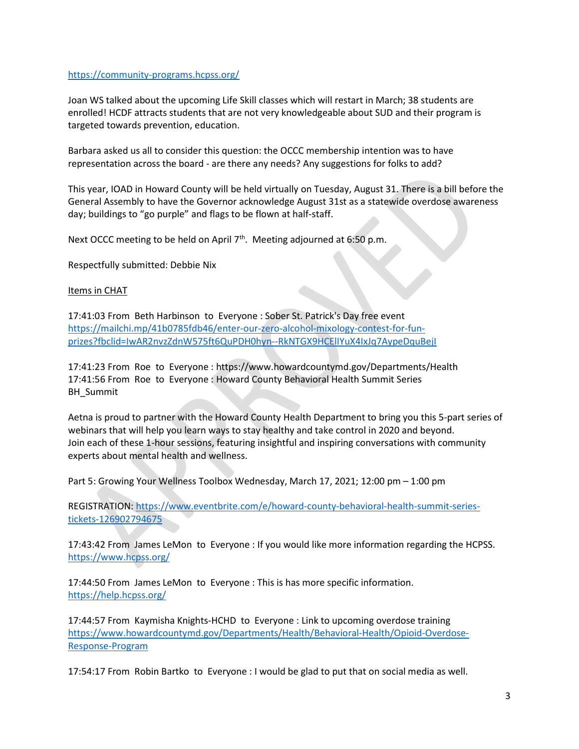https://community-programs.hcpss.org/

Joan WS talked about the upcoming Life Skill classes which will restart in March; 38 students are enrolled! HCDF attracts students that are not very knowledgeable about SUD and their program is targeted towards prevention, education.

Barbara asked us all to consider this question: the OCCC membership intention was to have representation across the board - are there any needs? Any suggestions for folks to add?

This year, IOAD in Howard County will be held virtually on Tuesday, August 31. There is a bill before the General Assembly to have the Governor acknowledge August 31st as a statewide overdose awareness day; buildings to "go purple" and flags to be flown at half-staff.

Next OCCC meeting to be held on April 7th. Meeting adjourned at 6:50 p.m.

Respectfully submitted: Debbie Nix

Items in CHAT

17:41:03 From Beth Harbinson to Everyone : Sober St. Patrick's Day free event https://mailchi.mp/41b0785fdb46/enter-our-zero-alcohol-mixology-contest-for-fun-prizes?fbclid=IwAR2nvzZdnW575ft6QuPDH0hyn--RkNTGX9HCElIYuX4IxJq7AypeDquBejI

17:41:23 From Roe to Everyone : https://www.howardcountymd.gov/Departments/Health
17:41:56 From Roe to Everyone : Howard County Behavioral Health Summit Series BH_Summit

Aetna is proud to partner with the Howard County Health Department to bring you this 5-part series of webinars that will help you learn ways to stay healthy and take control in 2020 and beyond.
Join each of these 1-hour sessions, featuring insightful and inspiring conversations with community experts about mental health and wellness.

Part 5: Growing Your Wellness Toolbox Wednesday, March 17, 2021; 12:00 pm – 1:00 pm

REGISTRATION: https://www.eventbrite.com/e/howard-county-behavioral-health-summit-series-tickets-126902794675

17:43:42 From James LeMon to Everyone : If you would like more information regarding the HCPSS. https://www.hcpss.org/

17:44:50 From James LeMon to Everyone : This is has more specific information. https://help.hcpss.org/

17:44:57 From Kaymisha Knights-HCHD to Everyone : Link to upcoming overdose training https://www.howardcountymd.gov/Departments/Health/Behavioral-Health/Opioid-Overdose-Response-Program

17:54:17 From Robin Bartko to Everyone : I would be glad to put that on social media as well.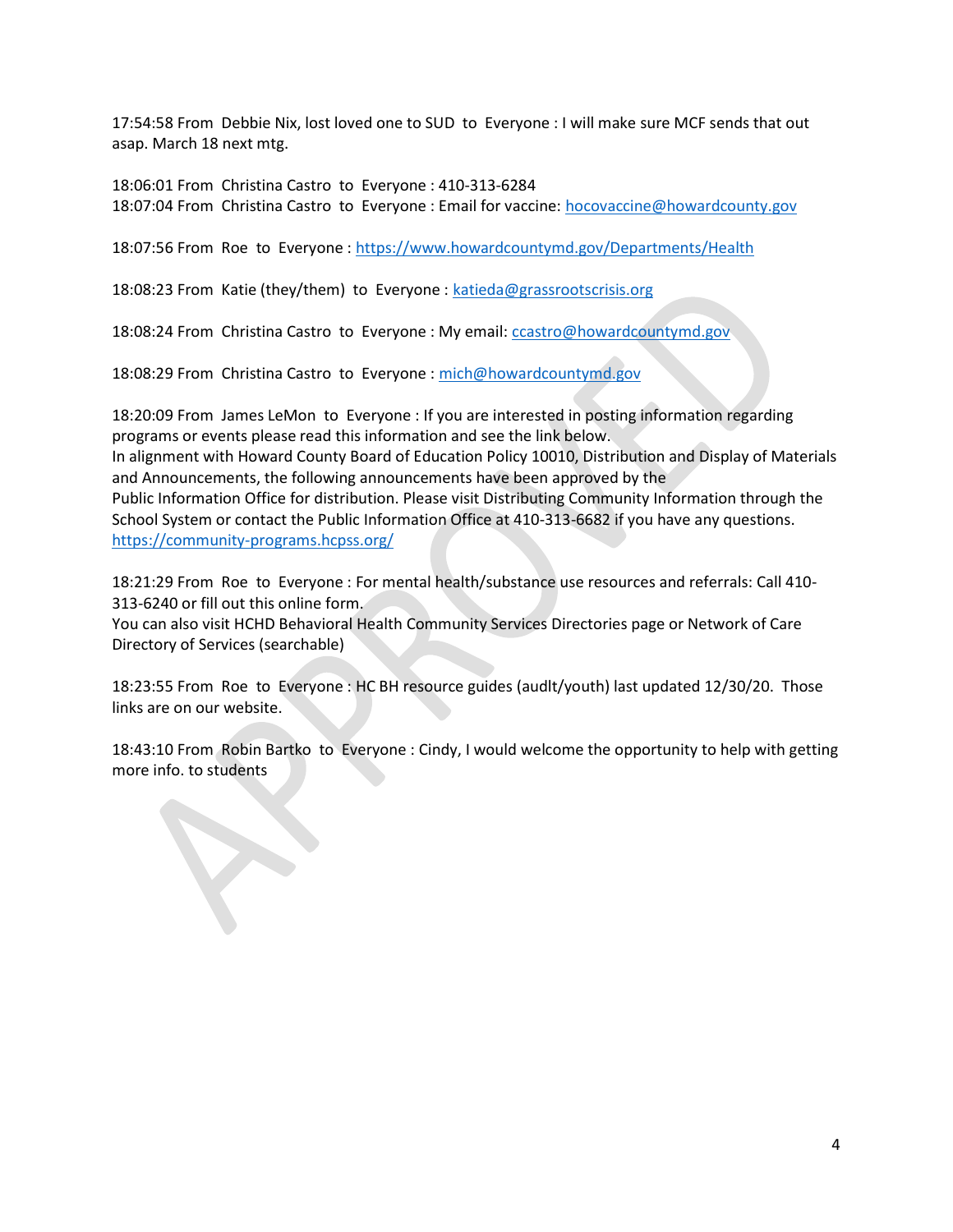17:54:58 From Debbie Nix, lost loved one to SUD to Everyone : I will make sure MCF sends that out asap. March 18 next mtg.

18:06:01 From Christina Castro to Everyone : 410-313-6284
18:07:04 From Christina Castro to Everyone : Email for vaccine: hocovaccine@howardcounty.gov

18:07:56 From Roe to Everyone : https://www.howardcountymd.gov/Departments/Health

18:08:23 From Katie (they/them) to Everyone : katieda@grassrootscrisis.org

18:08:24 From Christina Castro to Everyone : My email: ccastro@howardcountymd.gov

18:08:29 From Christina Castro to Everyone : mich@howardcountymd.gov

18:20:09 From James LeMon to Everyone : If you are interested in posting information regarding programs or events please read this information and see the link below.
In alignment with Howard County Board of Education Policy 10010, Distribution and Display of Materials and Announcements, the following announcements have been approved by the Public Information Office for distribution. Please visit Distributing Community Information through the School System or contact the Public Information Office at 410-313-6682 if you have any questions.
https://community-programs.hcpss.org/

18:21:29 From Roe to Everyone : For mental health/substance use resources and referrals: Call 410-313-6240 or fill out this online form.
You can also visit HCHD Behavioral Health Community Services Directories page or Network of Care Directory of Services (searchable)

18:23:55 From Roe to Everyone : HC BH resource guides (audlt/youth) last updated 12/30/20. Those links are on our website.

18:43:10 From Robin Bartko to Everyone : Cindy, I would welcome the opportunity to help with getting more info. to students